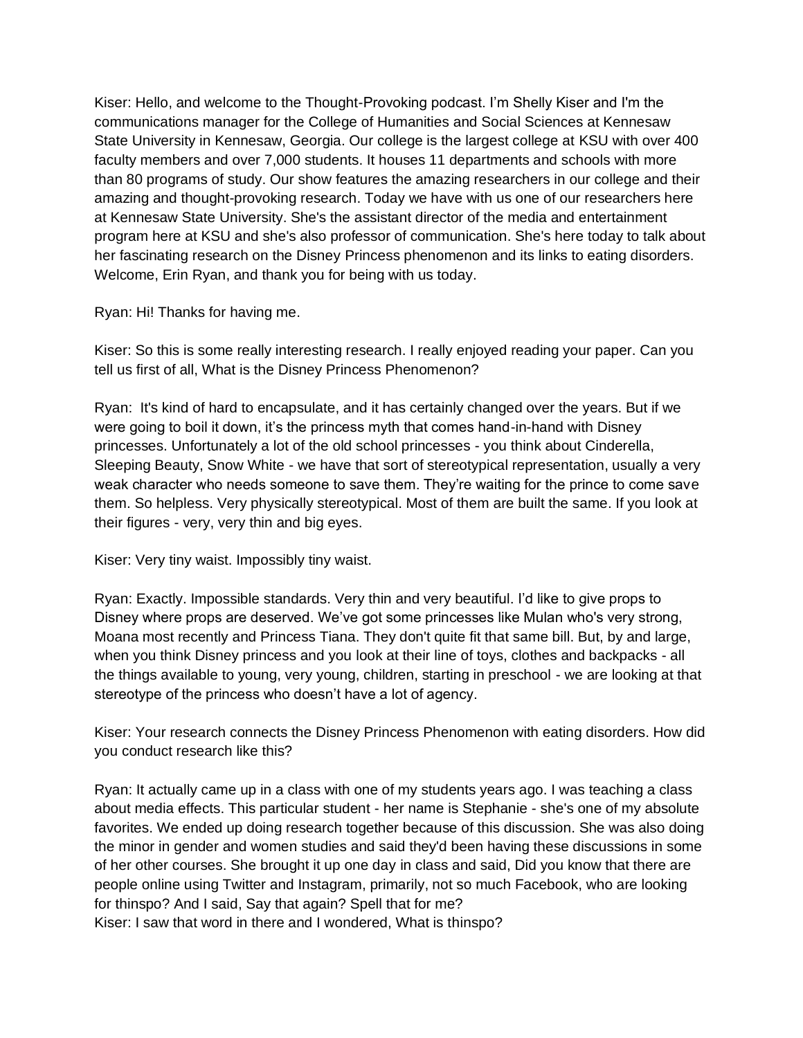Kiser: Hello, and welcome to the Thought-Provoking podcast. I'm Shelly Kiser and I'm the communications manager for the College of Humanities and Social Sciences at Kennesaw State University in Kennesaw, Georgia. Our college is the largest college at KSU with over 400 faculty members and over 7,000 students. It houses 11 departments and schools with more than 80 programs of study. Our show features the amazing researchers in our college and their amazing and thought-provoking research. Today we have with us one of our researchers here at Kennesaw State University. She's the assistant director of the media and entertainment program here at KSU and she's also professor of communication. She's here today to talk about her fascinating research on the Disney Princess phenomenon and its links to eating disorders. Welcome, Erin Ryan, and thank you for being with us today.

Ryan: Hi! Thanks for having me.

Kiser: So this is some really interesting research. I really enjoyed reading your paper. Can you tell us first of all, What is the Disney Princess Phenomenon?

Ryan: It's kind of hard to encapsulate, and it has certainly changed over the years. But if we were going to boil it down, it's the princess myth that comes hand-in-hand with Disney princesses. Unfortunately a lot of the old school princesses - you think about Cinderella, Sleeping Beauty, Snow White - we have that sort of stereotypical representation, usually a very weak character who needs someone to save them. They're waiting for the prince to come save them. So helpless. Very physically stereotypical. Most of them are built the same. If you look at their figures - very, very thin and big eyes.

Kiser: Very tiny waist. Impossibly tiny waist.

Ryan: Exactly. Impossible standards. Very thin and very beautiful. I'd like to give props to Disney where props are deserved. We've got some princesses like Mulan who's very strong, Moana most recently and Princess Tiana. They don't quite fit that same bill. But, by and large, when you think Disney princess and you look at their line of toys, clothes and backpacks - all the things available to young, very young, children, starting in preschool - we are looking at that stereotype of the princess who doesn't have a lot of agency.

Kiser: Your research connects the Disney Princess Phenomenon with eating disorders. How did you conduct research like this?

Ryan: It actually came up in a class with one of my students years ago. I was teaching a class about media effects. This particular student - her name is Stephanie - she's one of my absolute favorites. We ended up doing research together because of this discussion. She was also doing the minor in gender and women studies and said they'd been having these discussions in some of her other courses. She brought it up one day in class and said, Did you know that there are people online using Twitter and Instagram, primarily, not so much Facebook, who are looking for thinspo? And I said, Say that again? Spell that for me?

Kiser: I saw that word in there and I wondered, What is thinspo?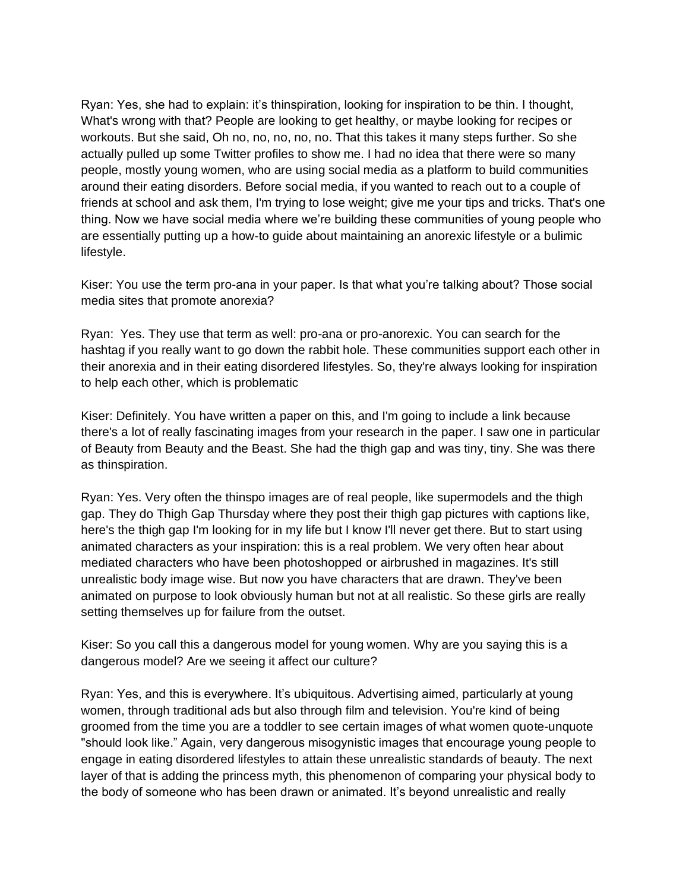Ryan: Yes, she had to explain: it's thinspiration, looking for inspiration to be thin. I thought, What's wrong with that? People are looking to get healthy, or maybe looking for recipes or workouts. But she said, Oh no, no, no, no, no. That this takes it many steps further. So she actually pulled up some Twitter profiles to show me. I had no idea that there were so many people, mostly young women, who are using social media as a platform to build communities around their eating disorders. Before social media, if you wanted to reach out to a couple of friends at school and ask them, I'm trying to lose weight; give me your tips and tricks. That's one thing. Now we have social media where we're building these communities of young people who are essentially putting up a how-to guide about maintaining an anorexic lifestyle or a bulimic lifestyle.

Kiser: You use the term pro-ana in your paper. Is that what you're talking about? Those social media sites that promote anorexia?

Ryan: Yes. They use that term as well: pro-ana or pro-anorexic. You can search for the hashtag if you really want to go down the rabbit hole. These communities support each other in their anorexia and in their eating disordered lifestyles. So, they're always looking for inspiration to help each other, which is problematic

Kiser: Definitely. You have written a paper on this, and I'm going to include a link because there's a lot of really fascinating images from your research in the paper. I saw one in particular of Beauty from Beauty and the Beast. She had the thigh gap and was tiny, tiny. She was there as thinspiration.

Ryan: Yes. Very often the thinspo images are of real people, like supermodels and the thigh gap. They do Thigh Gap Thursday where they post their thigh gap pictures with captions like, here's the thigh gap I'm looking for in my life but I know I'll never get there. But to start using animated characters as your inspiration: this is a real problem. We very often hear about mediated characters who have been photoshopped or airbrushed in magazines. It's still unrealistic body image wise. But now you have characters that are drawn. They've been animated on purpose to look obviously human but not at all realistic. So these girls are really setting themselves up for failure from the outset.

Kiser: So you call this a dangerous model for young women. Why are you saying this is a dangerous model? Are we seeing it affect our culture?

Ryan: Yes, and this is everywhere. It's ubiquitous. Advertising aimed, particularly at young women, through traditional ads but also through film and television. You're kind of being groomed from the time you are a toddler to see certain images of what women quote-unquote "should look like." Again, very dangerous misogynistic images that encourage young people to engage in eating disordered lifestyles to attain these unrealistic standards of beauty. The next layer of that is adding the princess myth, this phenomenon of comparing your physical body to the body of someone who has been drawn or animated. It's beyond unrealistic and really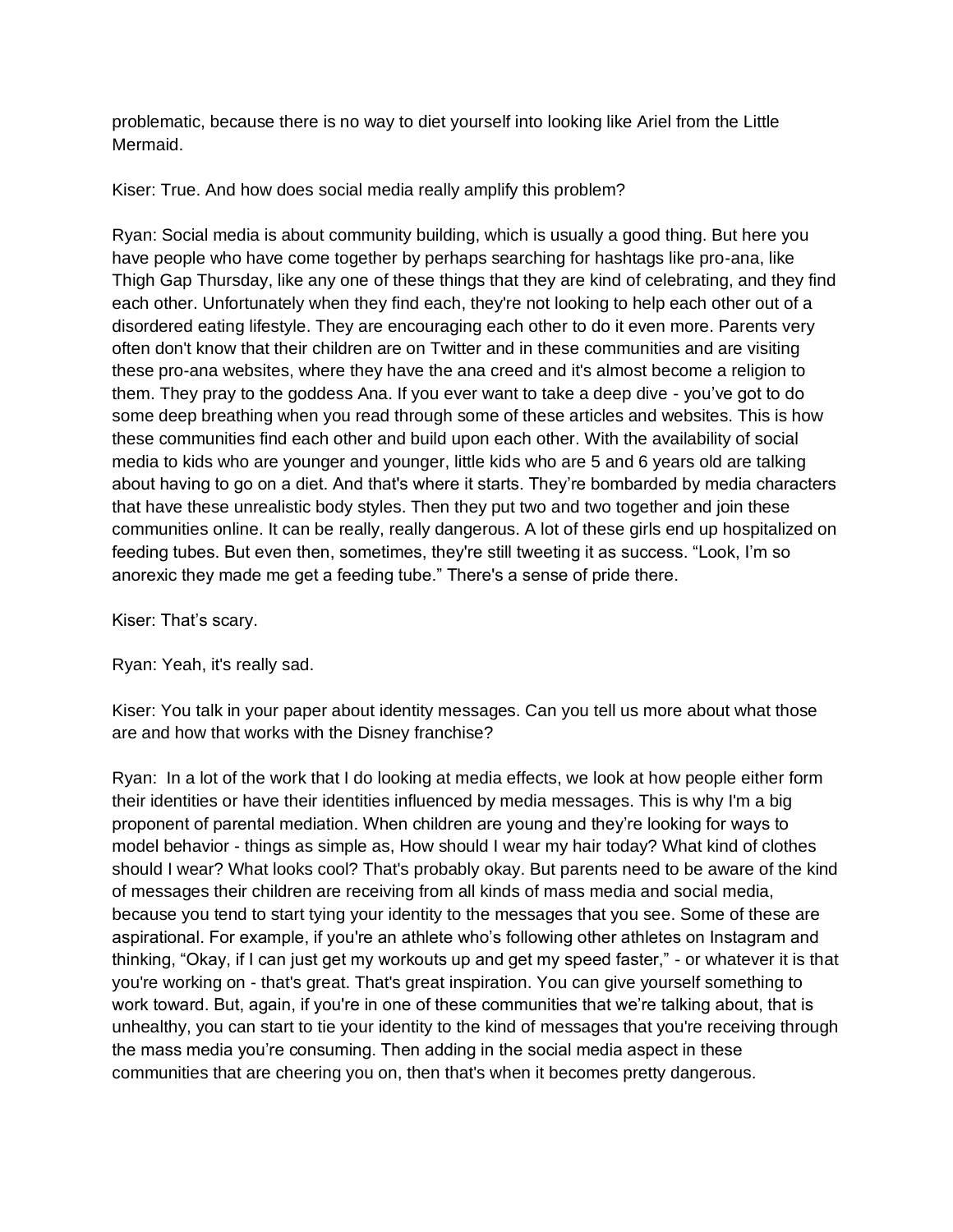problematic, because there is no way to diet yourself into looking like Ariel from the Little Mermaid.

Kiser: True. And how does social media really amplify this problem?

Ryan: Social media is about community building, which is usually a good thing. But here you have people who have come together by perhaps searching for hashtags like pro-ana, like Thigh Gap Thursday, like any one of these things that they are kind of celebrating, and they find each other. Unfortunately when they find each, they're not looking to help each other out of a disordered eating lifestyle. They are encouraging each other to do it even more. Parents very often don't know that their children are on Twitter and in these communities and are visiting these pro-ana websites, where they have the ana creed and it's almost become a religion to them. They pray to the goddess Ana. If you ever want to take a deep dive - you've got to do some deep breathing when you read through some of these articles and websites. This is how these communities find each other and build upon each other. With the availability of social media to kids who are younger and younger, little kids who are 5 and 6 years old are talking about having to go on a diet. And that's where it starts. They're bombarded by media characters that have these unrealistic body styles. Then they put two and two together and join these communities online. It can be really, really dangerous. A lot of these girls end up hospitalized on feeding tubes. But even then, sometimes, they're still tweeting it as success. "Look, I'm so anorexic they made me get a feeding tube." There's a sense of pride there.

Kiser: That's scary.

Ryan: Yeah, it's really sad.

Kiser: You talk in your paper about identity messages. Can you tell us more about what those are and how that works with the Disney franchise?

Ryan: In a lot of the work that I do looking at media effects, we look at how people either form their identities or have their identities influenced by media messages. This is why I'm a big proponent of parental mediation. When children are young and they're looking for ways to model behavior - things as simple as, How should I wear my hair today? What kind of clothes should I wear? What looks cool? That's probably okay. But parents need to be aware of the kind of messages their children are receiving from all kinds of mass media and social media, because you tend to start tying your identity to the messages that you see. Some of these are aspirational. For example, if you're an athlete who's following other athletes on Instagram and thinking, "Okay, if I can just get my workouts up and get my speed faster," - or whatever it is that you're working on - that's great. That's great inspiration. You can give yourself something to work toward. But, again, if you're in one of these communities that we're talking about, that is unhealthy, you can start to tie your identity to the kind of messages that you're receiving through the mass media you're consuming. Then adding in the social media aspect in these communities that are cheering you on, then that's when it becomes pretty dangerous.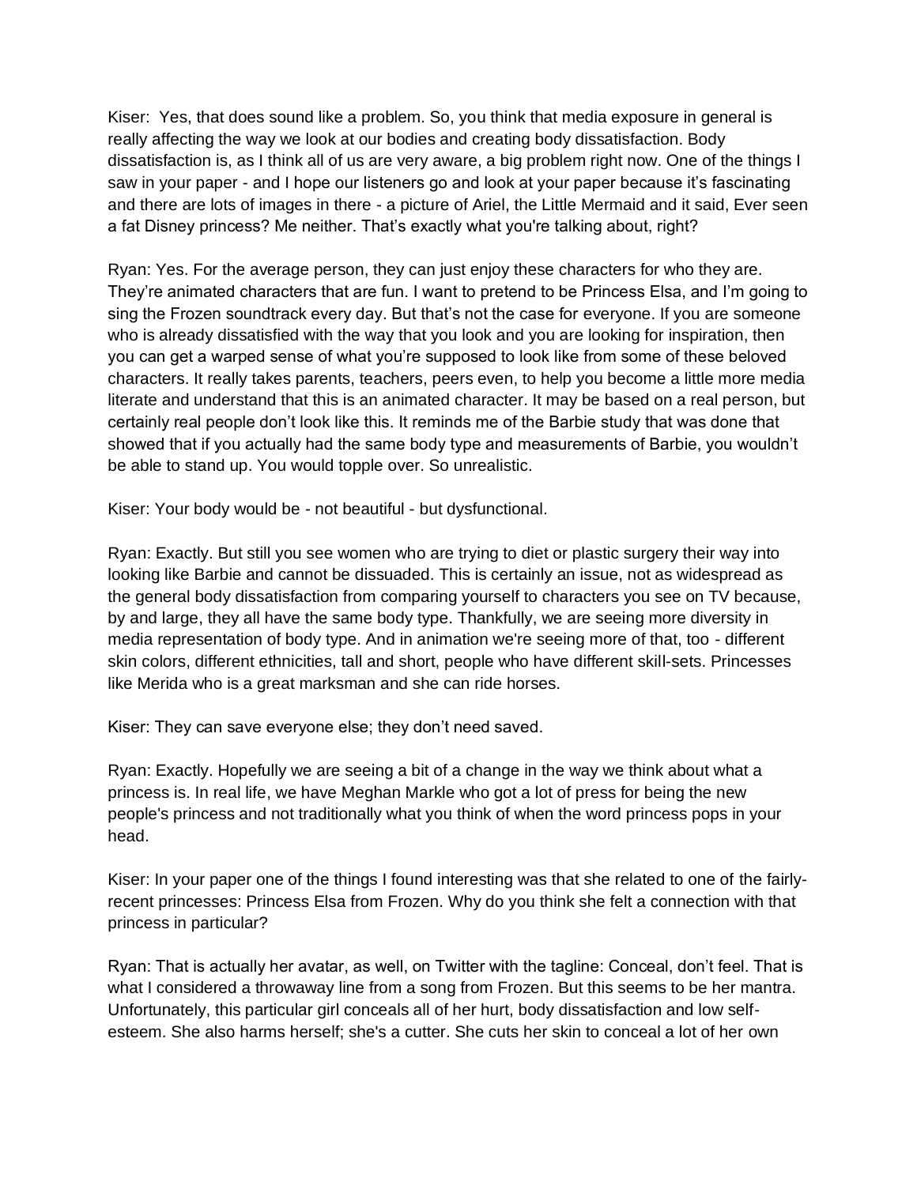Kiser: Yes, that does sound like a problem. So, you think that media exposure in general is really affecting the way we look at our bodies and creating body dissatisfaction. Body dissatisfaction is, as I think all of us are very aware, a big problem right now. One of the things I saw in your paper - and I hope our listeners go and look at your paper because it's fascinating and there are lots of images in there - a picture of Ariel, the Little Mermaid and it said, Ever seen a fat Disney princess? Me neither. That's exactly what you're talking about, right?

Ryan: Yes. For the average person, they can just enjoy these characters for who they are. They're animated characters that are fun. I want to pretend to be Princess Elsa, and I'm going to sing the Frozen soundtrack every day. But that's not the case for everyone. If you are someone who is already dissatisfied with the way that you look and you are looking for inspiration, then you can get a warped sense of what you're supposed to look like from some of these beloved characters. It really takes parents, teachers, peers even, to help you become a little more media literate and understand that this is an animated character. It may be based on a real person, but certainly real people don't look like this. It reminds me of the Barbie study that was done that showed that if you actually had the same body type and measurements of Barbie, you wouldn't be able to stand up. You would topple over. So unrealistic.

Kiser: Your body would be - not beautiful - but dysfunctional.

Ryan: Exactly. But still you see women who are trying to diet or plastic surgery their way into looking like Barbie and cannot be dissuaded. This is certainly an issue, not as widespread as the general body dissatisfaction from comparing yourself to characters you see on TV because, by and large, they all have the same body type. Thankfully, we are seeing more diversity in media representation of body type. And in animation we're seeing more of that, too - different skin colors, different ethnicities, tall and short, people who have different skill-sets. Princesses like Merida who is a great marksman and she can ride horses.

Kiser: They can save everyone else; they don't need saved.

Ryan: Exactly. Hopefully we are seeing a bit of a change in the way we think about what a princess is. In real life, we have Meghan Markle who got a lot of press for being the new people's princess and not traditionally what you think of when the word princess pops in your head.

Kiser: In your paper one of the things I found interesting was that she related to one of the fairly-recent princesses: Princess Elsa from Frozen. Why do you think she felt a connection with that princess in particular?

Ryan: That is actually her avatar, as well, on Twitter with the tagline: Conceal, don't feel. That is what I considered a throwaway line from a song from Frozen. But this seems to be her mantra. Unfortunately, this particular girl conceals all of her hurt, body dissatisfaction and low self-esteem. She also harms herself; she's a cutter. She cuts her skin to conceal a lot of her own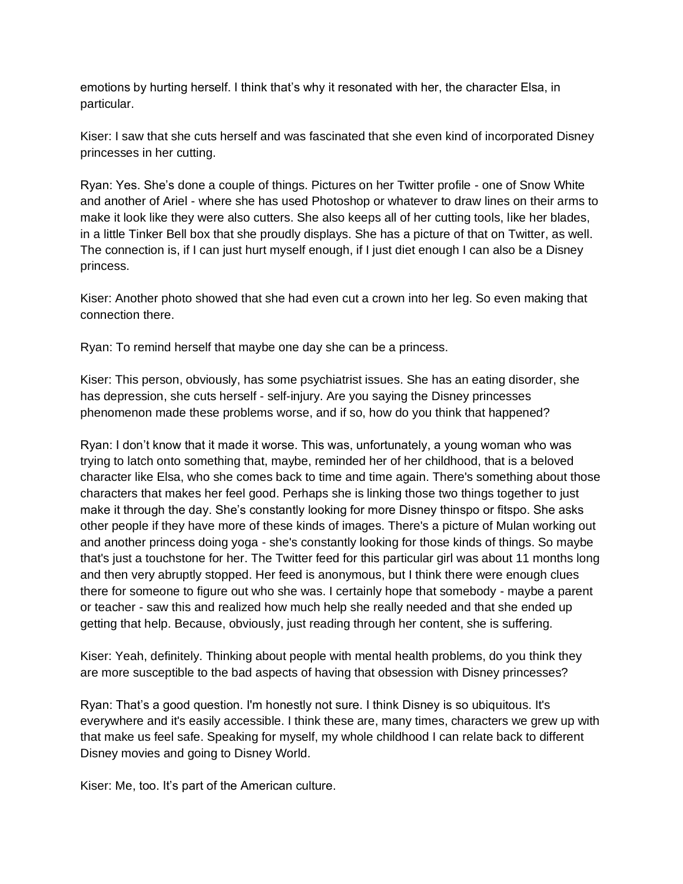emotions by hurting herself. I think that's why it resonated with her, the character Elsa, in particular.

Kiser: I saw that she cuts herself and was fascinated that she even kind of incorporated Disney princesses in her cutting.

Ryan: Yes. She's done a couple of things. Pictures on her Twitter profile - one of Snow White and another of Ariel - where she has used Photoshop or whatever to draw lines on their arms to make it look like they were also cutters. She also keeps all of her cutting tools, like her blades, in a little Tinker Bell box that she proudly displays. She has a picture of that on Twitter, as well. The connection is, if I can just hurt myself enough, if I just diet enough I can also be a Disney princess.

Kiser: Another photo showed that she had even cut a crown into her leg. So even making that connection there.

Ryan: To remind herself that maybe one day she can be a princess.

Kiser: This person, obviously, has some psychiatrist issues. She has an eating disorder, she has depression, she cuts herself - self-injury. Are you saying the Disney princesses phenomenon made these problems worse, and if so, how do you think that happened?

Ryan: I don't know that it made it worse. This was, unfortunately, a young woman who was trying to latch onto something that, maybe, reminded her of her childhood, that is a beloved character like Elsa, who she comes back to time and time again. There's something about those characters that makes her feel good. Perhaps she is linking those two things together to just make it through the day. She's constantly looking for more Disney thinspo or fitspo. She asks other people if they have more of these kinds of images. There's a picture of Mulan working out and another princess doing yoga - she's constantly looking for those kinds of things. So maybe that's just a touchstone for her. The Twitter feed for this particular girl was about 11 months long and then very abruptly stopped. Her feed is anonymous, but I think there were enough clues there for someone to figure out who she was. I certainly hope that somebody - maybe a parent or teacher - saw this and realized how much help she really needed and that she ended up getting that help. Because, obviously, just reading through her content, she is suffering.

Kiser: Yeah, definitely. Thinking about people with mental health problems, do you think they are more susceptible to the bad aspects of having that obsession with Disney princesses?

Ryan: That's a good question. I'm honestly not sure. I think Disney is so ubiquitous. It's everywhere and it's easily accessible. I think these are, many times, characters we grew up with that make us feel safe. Speaking for myself, my whole childhood I can relate back to different Disney movies and going to Disney World.

Kiser: Me, too. It's part of the American culture.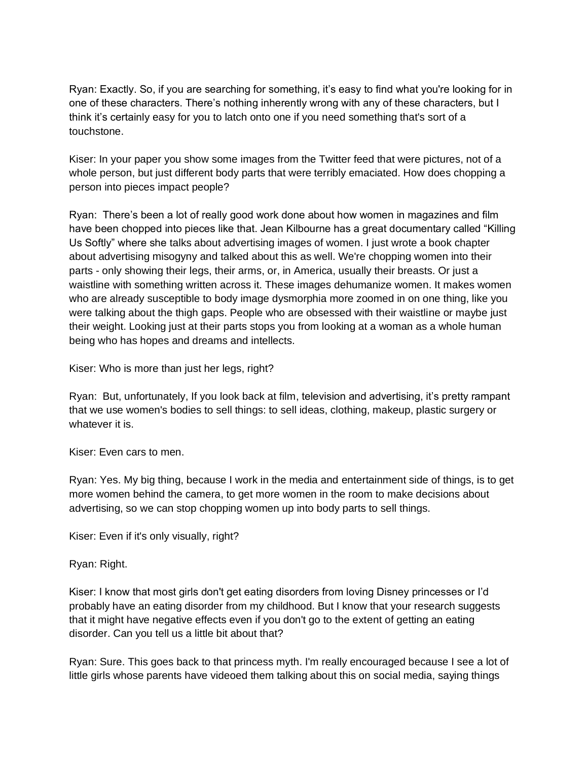Ryan: Exactly. So, if you are searching for something, it's easy to find what you're looking for in one of these characters. There's nothing inherently wrong with any of these characters, but I think it's certainly easy for you to latch onto one if you need something that's sort of a touchstone.

Kiser: In your paper you show some images from the Twitter feed that were pictures, not of a whole person, but just different body parts that were terribly emaciated. How does chopping a person into pieces impact people?

Ryan: There's been a lot of really good work done about how women in magazines and film have been chopped into pieces like that. Jean Kilbourne has a great documentary called "Killing Us Softly" where she talks about advertising images of women. I just wrote a book chapter about advertising misogyny and talked about this as well. We're chopping women into their parts - only showing their legs, their arms, or, in America, usually their breasts. Or just a waistline with something written across it. These images dehumanize women. It makes women who are already susceptible to body image dysmorphia more zoomed in on one thing, like you were talking about the thigh gaps. People who are obsessed with their waistline or maybe just their weight. Looking just at their parts stops you from looking at a woman as a whole human being who has hopes and dreams and intellects.

Kiser: Who is more than just her legs, right?

Ryan: But, unfortunately, If you look back at film, television and advertising, it's pretty rampant that we use women's bodies to sell things: to sell ideas, clothing, makeup, plastic surgery or whatever it is.

Kiser: Even cars to men.

Ryan: Yes. My big thing, because I work in the media and entertainment side of things, is to get more women behind the camera, to get more women in the room to make decisions about advertising, so we can stop chopping women up into body parts to sell things.

Kiser: Even if it's only visually, right?

Ryan: Right.

Kiser: I know that most girls don't get eating disorders from loving Disney princesses or I'd probably have an eating disorder from my childhood. But I know that your research suggests that it might have negative effects even if you don't go to the extent of getting an eating disorder. Can you tell us a little bit about that?

Ryan: Sure. This goes back to that princess myth. I'm really encouraged because I see a lot of little girls whose parents have videoed them talking about this on social media, saying things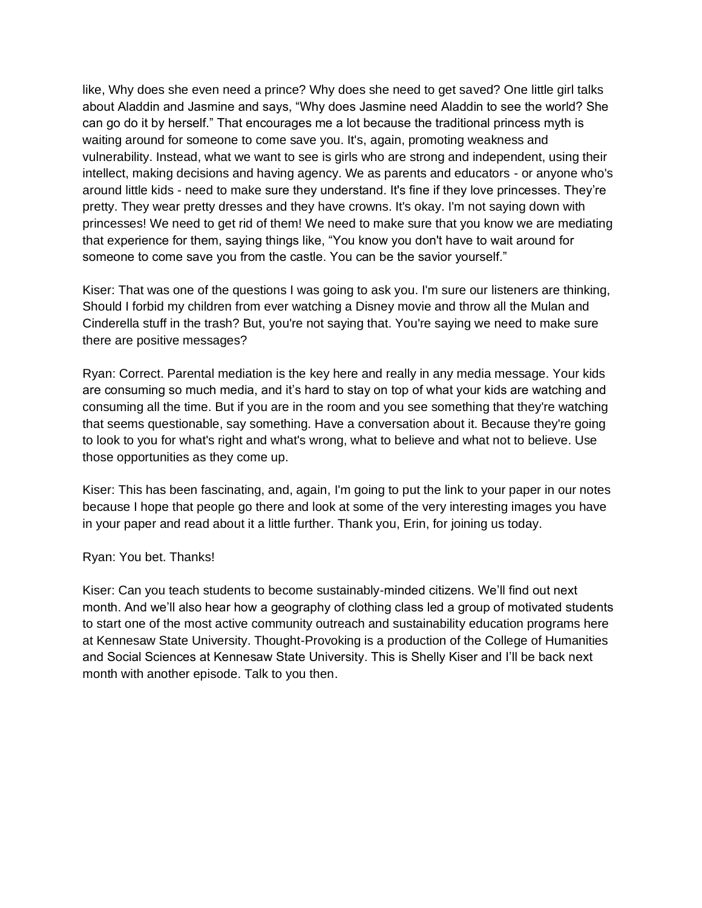like, Why does she even need a prince? Why does she need to get saved? One little girl talks about Aladdin and Jasmine and says, “Why does Jasmine need Aladdin to see the world? She can go do it by herself.” That encourages me a lot because the traditional princess myth is waiting around for someone to come save you. It's, again, promoting weakness and vulnerability. Instead, what we want to see is girls who are strong and independent, using their intellect, making decisions and having agency. We as parents and educators - or anyone who's around little kids - need to make sure they understand. It's fine if they love princesses. They’re pretty. They wear pretty dresses and they have crowns. It's okay. I'm not saying down with princesses! We need to get rid of them! We need to make sure that you know we are mediating that experience for them, saying things like, “You know you don't have to wait around for someone to come save you from the castle. You can be the savior yourself.”

Kiser: That was one of the questions I was going to ask you. I'm sure our listeners are thinking, Should I forbid my children from ever watching a Disney movie and throw all the Mulan and Cinderella stuff in the trash? But, you're not saying that. You're saying we need to make sure there are positive messages?

Ryan: Correct. Parental mediation is the key here and really in any media message. Your kids are consuming so much media, and it’s hard to stay on top of what your kids are watching and consuming all the time. But if you are in the room and you see something that they're watching that seems questionable, say something. Have a conversation about it. Because they're going to look to you for what's right and what's wrong, what to believe and what not to believe. Use those opportunities as they come up.

Kiser: This has been fascinating, and, again, I'm going to put the link to your paper in our notes because I hope that people go there and look at some of the very interesting images you have in your paper and read about it a little further. Thank you, Erin, for joining us today.

Ryan: You bet. Thanks!

Kiser: Can you teach students to become sustainably-minded citizens. We’ll find out next month. And we’ll also hear how a geography of clothing class led a group of motivated students to start one of the most active community outreach and sustainability education programs here at Kennesaw State University. Thought-Provoking is a production of the College of Humanities and Social Sciences at Kennesaw State University. This is Shelly Kiser and I’ll be back next month with another episode. Talk to you then.